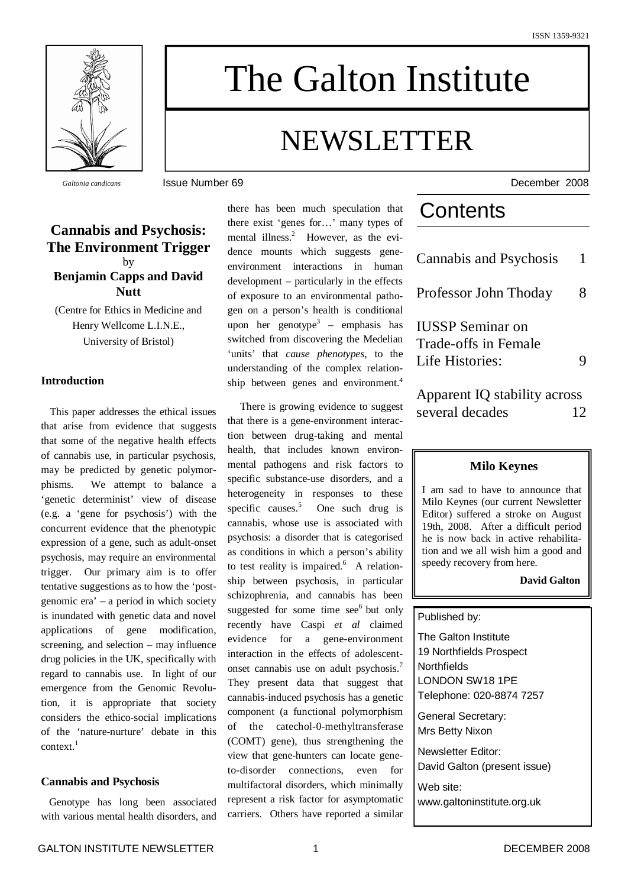ISSN 1359-9321

# The Galton Institute

# NEWSLETTER

*Galtonia candicans*

Issue Number 69

December 2008

## Cannabis and Psychosis: The Environment Trigger

by

**Benjamin Capps and David Nutt**

(Centre for Ethics in Medicine and Henry Wellcome L.I.N.E., University of Bristol)

### Introduction

This paper addresses the ethical issues that arise from evidence that suggests that some of the negative health effects of cannabis use, in particular psychosis, may be predicted by genetic polymorphisms. We attempt to balance a 'genetic determinist' view of disease (e.g. a 'gene for psychosis') with the concurrent evidence that the phenotypic expression of a gene, such as adult-onset psychosis, may require an environmental trigger. Our primary aim is to offer tentative suggestions as to how the 'post-genomic era' – a period in which society is inundated with genetic data and novel applications of gene modification, screening, and selection – may influence drug policies in the UK, specifically with regard to cannabis use. In light of our emergence from the Genomic Revolution, it is appropriate that society considers the ethico-social implications of the 'nature-nurture' debate in this context.[1]

### Cannabis and Psychosis

Genotype has long been associated with various mental health disorders, and there has been much speculation that there exist 'genes for…' many types of mental illness.[2] However, as the evidence mounts which suggests gene-environment interactions in human development – particularly in the effects of exposure to an environmental pathogen on a person's health is conditional upon her genotype[3] – emphasis has switched from discovering the Medelian 'units' that *cause phenotypes*, to the understanding of the complex relationship between genes and environment.[4]

There is growing evidence to suggest that there is a gene-environment interaction between drug-taking and mental health, that includes known environmental pathogens and risk factors to specific substance-use disorders, and a heterogeneity in responses to these specific causes.[5] One such drug is cannabis, whose use is associated with psychosis: a disorder that is categorised as conditions in which a person's ability to test reality is impaired.[6] A relationship between psychosis, in particular schizophrenia, and cannabis has been suggested for some time see[6] but only recently have Caspi *et al* claimed evidence for a gene-environment interaction in the effects of adolescent-onset cannabis use on adult psychosis.[7] They present data that suggest that cannabis-induced psychosis has a genetic component (a functional polymorphism of the catechol-0-methyltransferase (COMT) gene), thus strengthening the view that gene-hunters can locate gene-to-disorder connections, even for multifactoral disorders, which minimally represent a risk factor for asymptomatic carriers. Others have reported a similar

## Contents

| | |
|---|---|
| Cannabis and Psychosis | 1 |
| Professor John Thoday | 8 |
| IUSSP Seminar on Trade-offs in Female Life Histories: | 9 |
| Apparent IQ stability across several decades | 12 |

**Milo Keynes**

I am sad to have to announce that Milo Keynes (our current Newsletter Editor) suffered a stroke on August 19th, 2008. After a difficult period he is now back in active rehabilitation and we all wish him a good and speedy recovery from here.

**David Galton**

Published by:

The Galton Institute
19 Northfields Prospect
Northfields
LONDON SW18 1PE
Telephone: 020-8874 7257

General Secretary:
Mrs Betty Nixon

Newsletter Editor:
David Galton (present issue)

Web site:
www.galtoninstitute.org.uk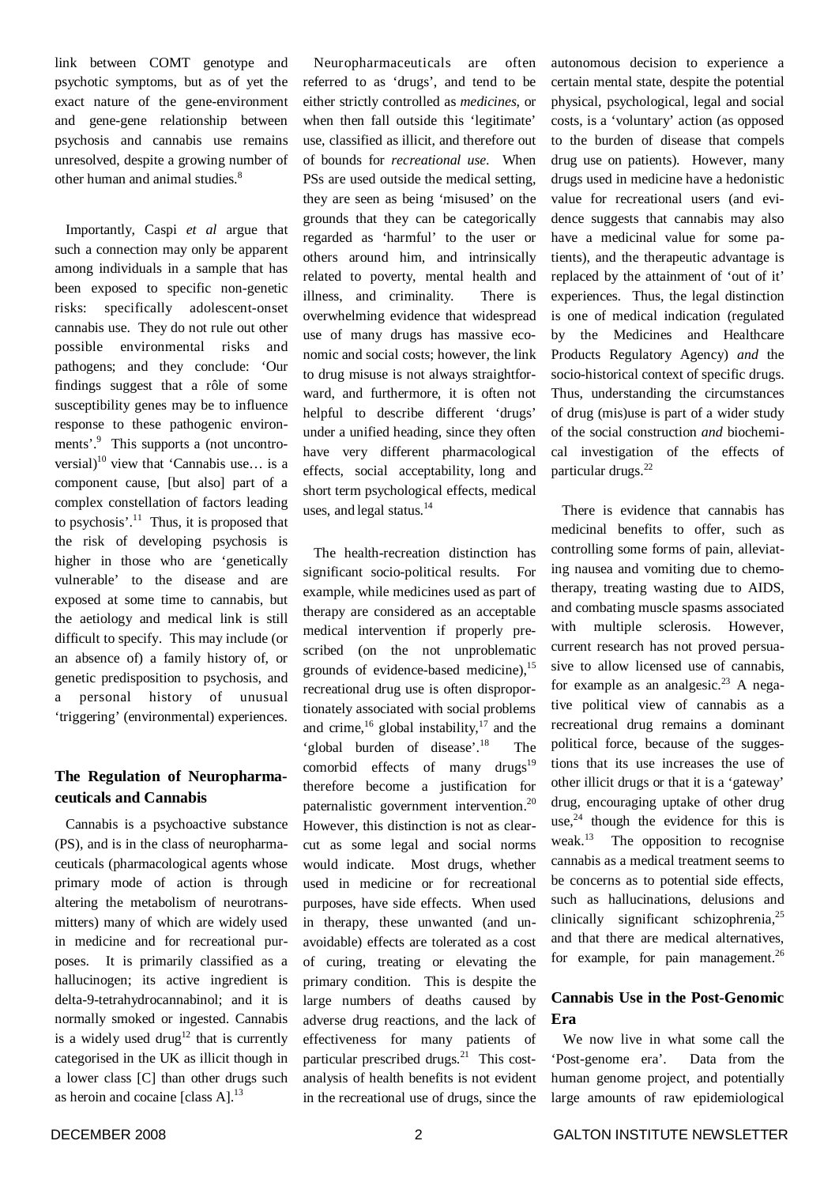link between COMT genotype and psychotic symptoms, but as of yet the exact nature of the gene-environment and gene-gene relationship between psychosis and cannabis use remains unresolved, despite a growing number of other human and animal studies.[8]

Importantly, Caspi *et al* argue that such a connection may only be apparent among individuals in a sample that has been exposed to specific non-genetic risks: specifically adolescent-onset cannabis use. They do not rule out other possible environmental risks and pathogens; and they conclude: 'Our findings suggest that a rôle of some susceptibility genes may be to influence response to these pathogenic environments'.[9] This supports a (not uncontroversial)[10] view that 'Cannabis use… is a component cause, [but also] part of a complex constellation of factors leading to psychosis'.[11] Thus, it is proposed that the risk of developing psychosis is higher in those who are 'genetically vulnerable' to the disease and are exposed at some time to cannabis, but the aetiology and medical link is still difficult to specify. This may include (or an absence of) a family history of, or genetic predisposition to psychosis, and a personal history of unusual 'triggering' (environmental) experiences.

## The Regulation of Neuropharmaceuticals and Cannabis

Cannabis is a psychoactive substance (PS), and is in the class of neuropharmaceuticals (pharmacological agents whose primary mode of action is through altering the metabolism of neurotransmitters) many of which are widely used in medicine and for recreational purposes. It is primarily classified as a hallucinogen; its active ingredient is delta-9-tetrahydrocannabinol; and it is normally smoked or ingested. Cannabis is a widely used drug[12] that is currently categorised in the UK as illicit though in a lower class [C] than other drugs such as heroin and cocaine [class A].[13]

Neuropharmaceuticals are often referred to as 'drugs', and tend to be either strictly controlled as *medicines*, or when then fall outside this 'legitimate' use, classified as illicit, and therefore out of bounds for *recreational use*. When PSs are used outside the medical setting, they are seen as being 'misused' on the grounds that they can be categorically regarded as 'harmful' to the user or others around him, and intrinsically related to poverty, mental health and illness, and criminality. There is overwhelming evidence that widespread use of many drugs has massive economic and social costs; however, the link to drug misuse is not always straightforward, and furthermore, it is often not helpful to describe different 'drugs' under a unified heading, since they often have very different pharmacological effects, social acceptability, long and short term psychological effects, medical uses, and legal status.[14]

The health-recreation distinction has significant socio-political results. For example, while medicines used as part of therapy are considered as an acceptable medical intervention if properly prescribed (on the not unproblematic grounds of evidence-based medicine),[15] recreational drug use is often disproportionately associated with social problems and crime,[16] global instability,[17] and the 'global burden of disease'.[18] The comorbid effects of many drugs[19] therefore become a justification for paternalistic government intervention.[20] However, this distinction is not as clear-cut as some legal and social norms would indicate. Most drugs, whether used in medicine or for recreational purposes, have side effects. When used in therapy, these unwanted (and unavoidable) effects are tolerated as a cost of curing, treating or elevating the primary condition. This is despite the large numbers of deaths caused by adverse drug reactions, and the lack of effectiveness for many patients of particular prescribed drugs.[21] This cost-analysis of health benefits is not evident in the recreational use of drugs, since the autonomous decision to experience a certain mental state, despite the potential physical, psychological, legal and social costs, is a 'voluntary' action (as opposed to the burden of disease that compels drug use on patients). However, many drugs used in medicine have a hedonistic value for recreational users (and evidence suggests that cannabis may also have a medicinal value for some patients), and the therapeutic advantage is replaced by the attainment of 'out of it' experiences. Thus, the legal distinction is one of medical indication (regulated by the Medicines and Healthcare Products Regulatory Agency) *and* the socio-historical context of specific drugs. Thus, understanding the circumstances of drug (mis)use is part of a wider study of the social construction *and* biochemical investigation of the effects of particular drugs.[22]

There is evidence that cannabis has medicinal benefits to offer, such as controlling some forms of pain, alleviating nausea and vomiting due to chemotherapy, treating wasting due to AIDS, and combating muscle spasms associated with multiple sclerosis. However, current research has not proved persuasive to allow licensed use of cannabis, for example as an analgesic.[23] A negative political view of cannabis as a recreational drug remains a dominant political force, because of the suggestions that its use increases the use of other illicit drugs or that it is a 'gateway' drug, encouraging uptake of other drug use,[24] though the evidence for this is weak.[13] The opposition to recognise cannabis as a medical treatment seems to be concerns as to potential side effects, such as hallucinations, delusions and clinically significant schizophrenia,[25] and that there are medical alternatives, for example, for pain management.[26]

## Cannabis Use in the Post-Genomic Era

We now live in what some call the 'Post-genome era'. Data from the human genome project, and potentially large amounts of raw epidemiological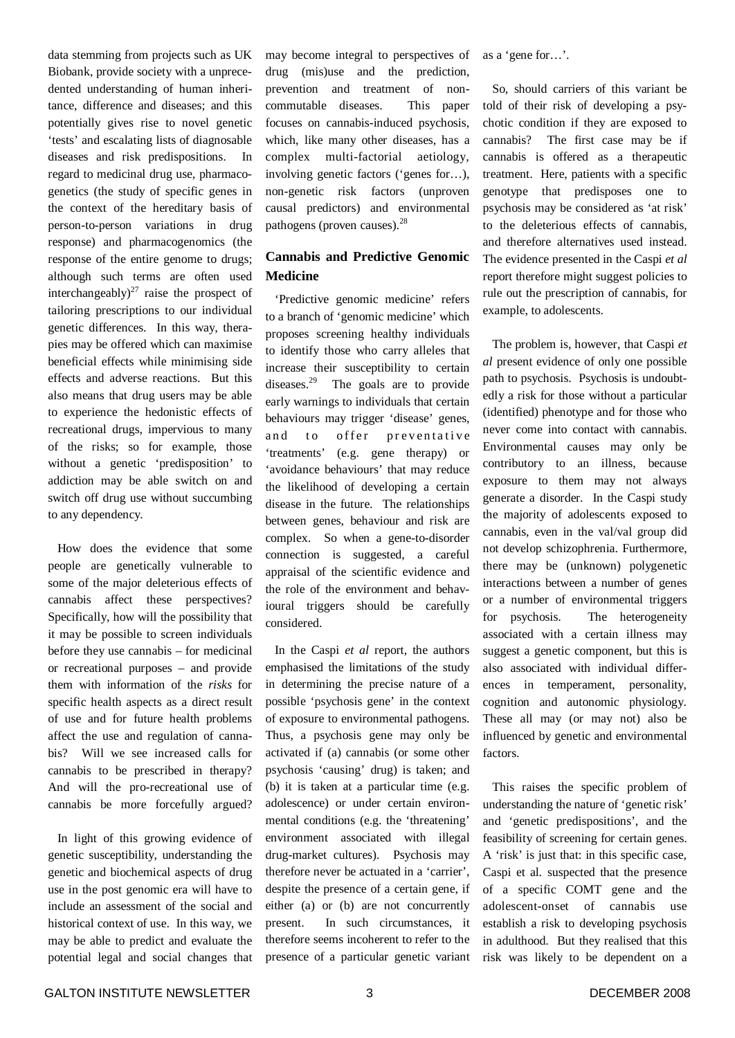data stemming from projects such as UK Biobank, provide society with a unprecedented understanding of human inheritance, difference and diseases; and this potentially gives rise to novel genetic 'tests' and escalating lists of diagnosable diseases and risk predispositions. In regard to medicinal drug use, pharmacogenetics (the study of specific genes in the context of the hereditary basis of person-to-person variations in drug response) and pharmacogenomics (the response of the entire genome to drugs; although such terms are often used interchangeably)[27] raise the prospect of tailoring prescriptions to our individual genetic differences. In this way, therapies may be offered which can maximise beneficial effects while minimising side effects and adverse reactions. But this also means that drug users may be able to experience the hedonistic effects of recreational drugs, impervious to many of the risks; so for example, those without a genetic 'predisposition' to addiction may be able switch on and switch off drug use without succumbing to any dependency.

How does the evidence that some people are genetically vulnerable to some of the major deleterious effects of cannabis affect these perspectives? Specifically, how will the possibility that it may be possible to screen individuals before they use cannabis – for medicinal or recreational purposes – and provide them with information of the *risks* for specific health aspects as a direct result of use and for future health problems affect the use and regulation of cannabis? Will we see increased calls for cannabis to be prescribed in therapy? And will the pro-recreational use of cannabis be more forcefully argued?

In light of this growing evidence of genetic susceptibility, understanding the genetic and biochemical aspects of drug use in the post genomic era will have to include an assessment of the social and historical context of use. In this way, we may be able to predict and evaluate the potential legal and social changes that may become integral to perspectives of drug (mis)use and the prediction, prevention and treatment of non-commutable diseases. This paper focuses on cannabis-induced psychosis, which, like many other diseases, has a complex multi-factorial aetiology, involving genetic factors ('genes for…), non-genetic risk factors (unproven causal predictors) and environmental pathogens (proven causes).[28]

## Cannabis and Predictive Genomic Medicine

'Predictive genomic medicine' refers to a branch of 'genomic medicine' which proposes screening healthy individuals to identify those who carry alleles that increase their susceptibility to certain diseases.[29] The goals are to provide early warnings to individuals that certain behaviours may trigger 'disease' genes, and to offer preventative 'treatments' (e.g. gene therapy) or 'avoidance behaviours' that may reduce the likelihood of developing a certain disease in the future. The relationships between genes, behaviour and risk are complex. So when a gene-to-disorder connection is suggested, a careful appraisal of the scientific evidence and the role of the environment and behavioural triggers should be carefully considered.

In the Caspi *et al* report, the authors emphasised the limitations of the study in determining the precise nature of a possible 'psychosis gene' in the context of exposure to environmental pathogens. Thus, a psychosis gene may only be activated if (a) cannabis (or some other psychosis 'causing' drug) is taken; and (b) it is taken at a particular time (e.g. adolescence) or under certain environmental conditions (e.g. the 'threatening' environment associated with illegal drug-market cultures). Psychosis may therefore never be actuated in a 'carrier', despite the presence of a certain gene, if either (a) or (b) are not concurrently present. In such circumstances, it therefore seems incoherent to refer to the presence of a particular genetic variant as a 'gene for…'.

So, should carriers of this variant be told of their risk of developing a psychotic condition if they are exposed to cannabis? The first case may be if cannabis is offered as a therapeutic treatment. Here, patients with a specific genotype that predisposes one to psychosis may be considered as 'at risk' to the deleterious effects of cannabis, and therefore alternatives used instead. The evidence presented in the Caspi *et al* report therefore might suggest policies to rule out the prescription of cannabis, for example, to adolescents.

The problem is, however, that Caspi *et al* present evidence of only one possible path to psychosis. Psychosis is undoubtedly a risk for those without a particular (identified) phenotype and for those who never come into contact with cannabis. Environmental causes may only be contributory to an illness, because exposure to them may not always generate a disorder. In the Caspi study the majority of adolescents exposed to cannabis, even in the val/val group did not develop schizophrenia. Furthermore, there may be (unknown) polygenetic interactions between a number of genes or a number of environmental triggers for psychosis. The heterogeneity associated with a certain illness may suggest a genetic component, but this is also associated with individual differences in temperament, personality, cognition and autonomic physiology. These all may (or may not) also be influenced by genetic and environmental factors.

This raises the specific problem of understanding the nature of 'genetic risk' and 'genetic predispositions', and the feasibility of screening for certain genes. A 'risk' is just that: in this specific case, Caspi et al. suspected that the presence of a specific COMT gene and the adolescent-onset of cannabis use establish a risk to developing psychosis in adulthood. But they realised that this risk was likely to be dependent on a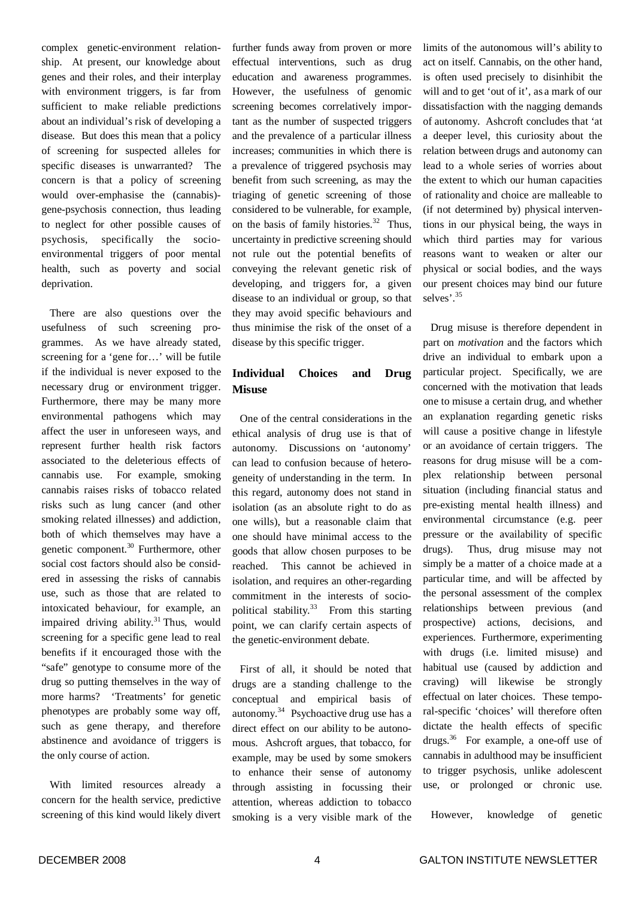complex genetic-environment relationship. At present, our knowledge about genes and their roles, and their interplay with environment triggers, is far from sufficient to make reliable predictions about an individual's risk of developing a disease. But does this mean that a policy of screening for suspected alleles for specific diseases is unwarranted? The concern is that a policy of screening would over-emphasise the (cannabis)-gene-psychosis connection, thus leading to neglect for other possible causes of psychosis, specifically the socio-environmental triggers of poor mental health, such as poverty and social deprivation.

There are also questions over the usefulness of such screening programmes. As we have already stated, screening for a 'gene for…' will be futile if the individual is never exposed to the necessary drug or environment trigger. Furthermore, there may be many more environmental pathogens which may affect the user in unforeseen ways, and represent further health risk factors associated to the deleterious effects of cannabis use. For example, smoking cannabis raises risks of tobacco related risks such as lung cancer (and other smoking related illnesses) and addiction, both of which themselves may have a genetic component.[30] Furthermore, other social cost factors should also be considered in assessing the risks of cannabis use, such as those that are related to intoxicated behaviour, for example, an impaired driving ability.[31] Thus, would screening for a specific gene lead to real benefits if it encouraged those with the "safe" genotype to consume more of the drug so putting themselves in the way of more harms? 'Treatments' for genetic phenotypes are probably some way off, such as gene therapy, and therefore abstinence and avoidance of triggers is the only course of action.

With limited resources already a concern for the health service, predictive screening of this kind would likely divert further funds away from proven or more effectual interventions, such as drug education and awareness programmes. However, the usefulness of genomic screening becomes correlatively important as the number of suspected triggers and the prevalence of a particular illness increases; communities in which there is a prevalence of triggered psychosis may benefit from such screening, as may the triaging of genetic screening of those considered to be vulnerable, for example, on the basis of family histories.[32] Thus, uncertainty in predictive screening should not rule out the potential benefits of conveying the relevant genetic risk of developing, and triggers for, a given disease to an individual or group, so that they may avoid specific behaviours and thus minimise the risk of the onset of a disease by this specific trigger.

## Individual Choices and Drug Misuse

One of the central considerations in the ethical analysis of drug use is that of autonomy. Discussions on 'autonomy' can lead to confusion because of heterogeneity of understanding in the term. In this regard, autonomy does not stand in isolation (as an absolute right to do as one wills), but a reasonable claim that one should have minimal access to the goods that allow chosen purposes to be reached. This cannot be achieved in isolation, and requires an other-regarding commitment in the interests of socio-political stability.[33] From this starting point, we can clarify certain aspects of the genetic-environment debate.

First of all, it should be noted that drugs are a standing challenge to the conceptual and empirical basis of autonomy.[34] Psychoactive drug use has a direct effect on our ability to be autonomous. Ashcroft argues, that tobacco, for example, may be used by some smokers to enhance their sense of autonomy through assisting in focussing their attention, whereas addiction to tobacco smoking is a very visible mark of the limits of the autonomous will's ability to act on itself. Cannabis, on the other hand, is often used precisely to disinhibit the will and to get 'out of it', as a mark of our dissatisfaction with the nagging demands of autonomy. Ashcroft concludes that 'at a deeper level, this curiosity about the relation between drugs and autonomy can lead to a whole series of worries about the extent to which our human capacities of rationality and choice are malleable to (if not determined by) physical interventions in our physical being, the ways in which third parties may for various reasons want to weaken or alter our physical or social bodies, and the ways our present choices may bind our future selves'.[35]

Drug misuse is therefore dependent in part on *motivation* and the factors which drive an individual to embark upon a particular project. Specifically, we are concerned with the motivation that leads one to misuse a certain drug, and whether an explanation regarding genetic risks will cause a positive change in lifestyle or an avoidance of certain triggers. The reasons for drug misuse will be a complex relationship between personal situation (including financial status and pre-existing mental health illness) and environmental circumstance (e.g. peer pressure or the availability of specific drugs). Thus, drug misuse may not simply be a matter of a choice made at a particular time, and will be affected by the personal assessment of the complex relationships between previous (and prospective) actions, decisions, and experiences. Furthermore, experimenting with drugs (i.e. limited misuse) and habitual use (caused by addiction and craving) will likewise be strongly effectual on later choices. These temporal-specific 'choices' will therefore often dictate the health effects of specific drugs.[36] For example, a one-off use of cannabis in adulthood may be insufficient to trigger psychosis, unlike adolescent use, or prolonged or chronic use.

However, knowledge of genetic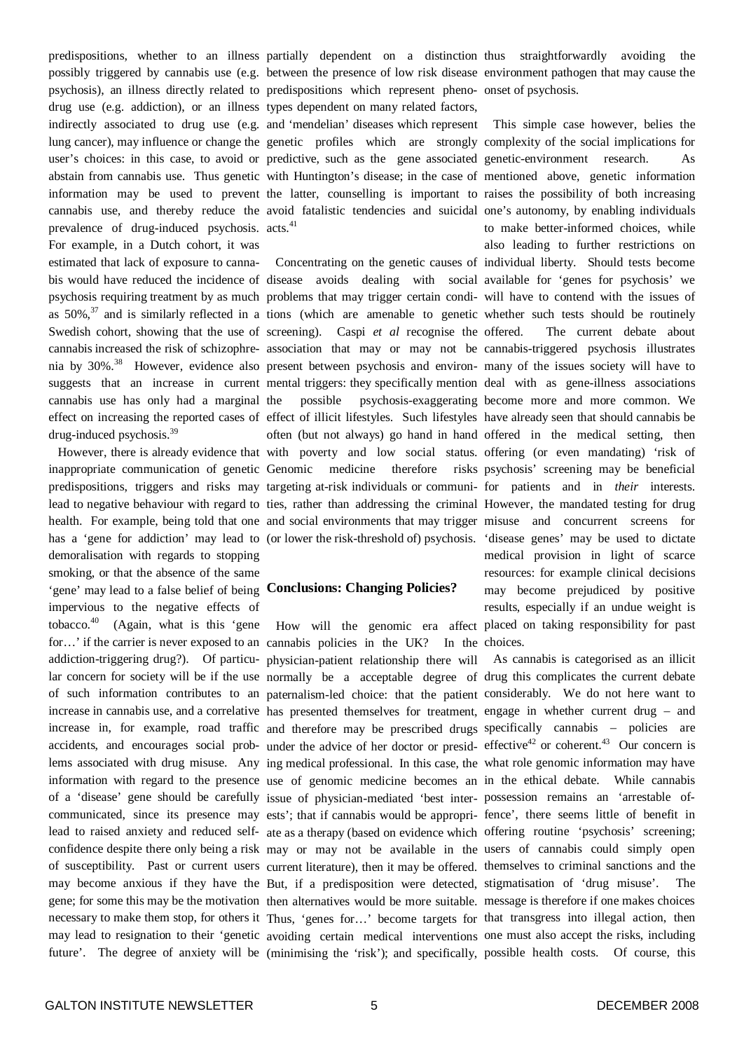predispositions, whether to an illness possibly triggered by cannabis use (e.g. psychosis), an illness directly related to drug use (e.g. addiction), or an illness indirectly associated to drug use (e.g. lung cancer), may influence or change the user's choices: in this case, to avoid or abstain from cannabis use. Thus genetic information may be used to prevent cannabis use, and thereby reduce the prevalence of drug-induced psychosis. For example, in a Dutch cohort, it was estimated that lack of exposure to cannabis would have reduced the incidence of psychosis requiring treatment by as much as 50%,[37] and is similarly reflected in a Swedish cohort, showing that the use of cannabis increased the risk of schizophrenia by 30%.[38] However, evidence also suggests that an increase in current cannabis use has only had a marginal effect on increasing the reported cases of drug-induced psychosis.[39]

However, there is already evidence that inappropriate communication of genetic predispositions, triggers and risks may lead to negative behaviour with regard to health. For example, being told that one has a 'gene for addiction' may lead to demoralisation with regards to stopping smoking, or that the absence of the same 'gene' may lead to a false belief of being impervious to the negative effects of tobacco.[40] (Again, what is this 'gene for…' if the carrier is never exposed to an addiction-triggering drug?). Of particular concern for society will be if the use of such information contributes to an increase in cannabis use, and a correlative increase in, for example, road traffic accidents, and encourages social problems associated with drug misuse. Any information with regard to the presence of a 'disease' gene should be carefully communicated, since its presence may lead to raised anxiety and reduced self-confidence despite there only being a risk of susceptibility. Past or current users may become anxious if they have the gene; for some this may be the motivation necessary to make them stop, for others it may lead to resignation to their 'genetic future'. The degree of anxiety will be partially dependent on a distinction between the presence of low risk disease predispositions which represent phenotypes dependent on many related factors, and 'mendelian' diseases which represent the genetic profiles which are strongly predictive, such as the gene associated with Huntington's disease; in the case of the latter, counselling is important to avoid fatalistic tendencies and suicidal acts.[41]

Concentrating on the genetic causes of disease avoids dealing with social problems that may trigger certain conditions (which are amenable to genetic screening). Caspi *et al* recognise the association that may or may not be present between psychosis and environmental triggers: they specifically mention the possible psychosis-exaggerating effect of illicit lifestyles. Such lifestyles often (but not always) go hand in hand with poverty and low social status. Genomic medicine therefore risks targeting at-risk individuals or communities, rather than addressing the criminal and social environments that may trigger (or lower the risk-threshold of) psychosis.

## Conclusions: Changing Policies?

How will the genomic era affect cannabis policies in the UK? In the physician-patient relationship there will normally be a acceptable degree of paternalism-led choice: that the patient has presented themselves for treatment, and therefore may be prescribed drugs under the advice of her doctor or presiding medical professional. In this case, the use of genomic medicine becomes an issue of physician-mediated 'best interests'; that if cannabis would be appropriate as a therapy (based on evidence which may or may not be available in the current literature), then it may be offered. But, if a predisposition were detected, then alternatives would be more suitable. Thus, 'genes for…' become targets for avoiding certain medical interventions (minimising the 'risk'); and specifically, thus straightforwardly avoiding the environment pathogen that may cause the onset of psychosis.

This simple case however, belies the complexity of the social implications for genetic-environment research. As mentioned above, genetic information raises the possibility of both increasing one's autonomy, by enabling individuals to make better-informed choices, while also leading to further restrictions on individual liberty. Should tests become available for 'genes for psychosis' we will have to contend with the issues of whether such tests should be routinely offered. The current debate about cannabis-triggered psychosis illustrates many of the issues society will have to deal with as gene-illness associations become more and more common. We have already seen that should cannabis be offered in the medical setting, then offering (or even mandating) 'risk of psychosis' screening may be beneficial for patients and in *their* interests. However, the mandated testing for drug misuse and concurrent screens for 'disease genes' may be used to dictate medical provision in light of scarce resources: for example clinical decisions may become prejudiced by positive results, especially if an undue weight is placed on taking responsibility for past choices.

As cannabis is categorised as an illicit drug this complicates the current debate considerably. We do not here want to engage in whether current drug – and specifically cannabis – policies are effective[42] or coherent.[43] Our concern is what role genomic information may have in the ethical debate. While cannabis possession remains an 'arrestable offence', there seems little of benefit in offering routine 'psychosis' screening; users of cannabis could simply open themselves to criminal sanctions and the stigmatisation of 'drug misuse'. The message is therefore if one makes choices that transgress into illegal action, then one must also accept the risks, including possible health costs. Of course, this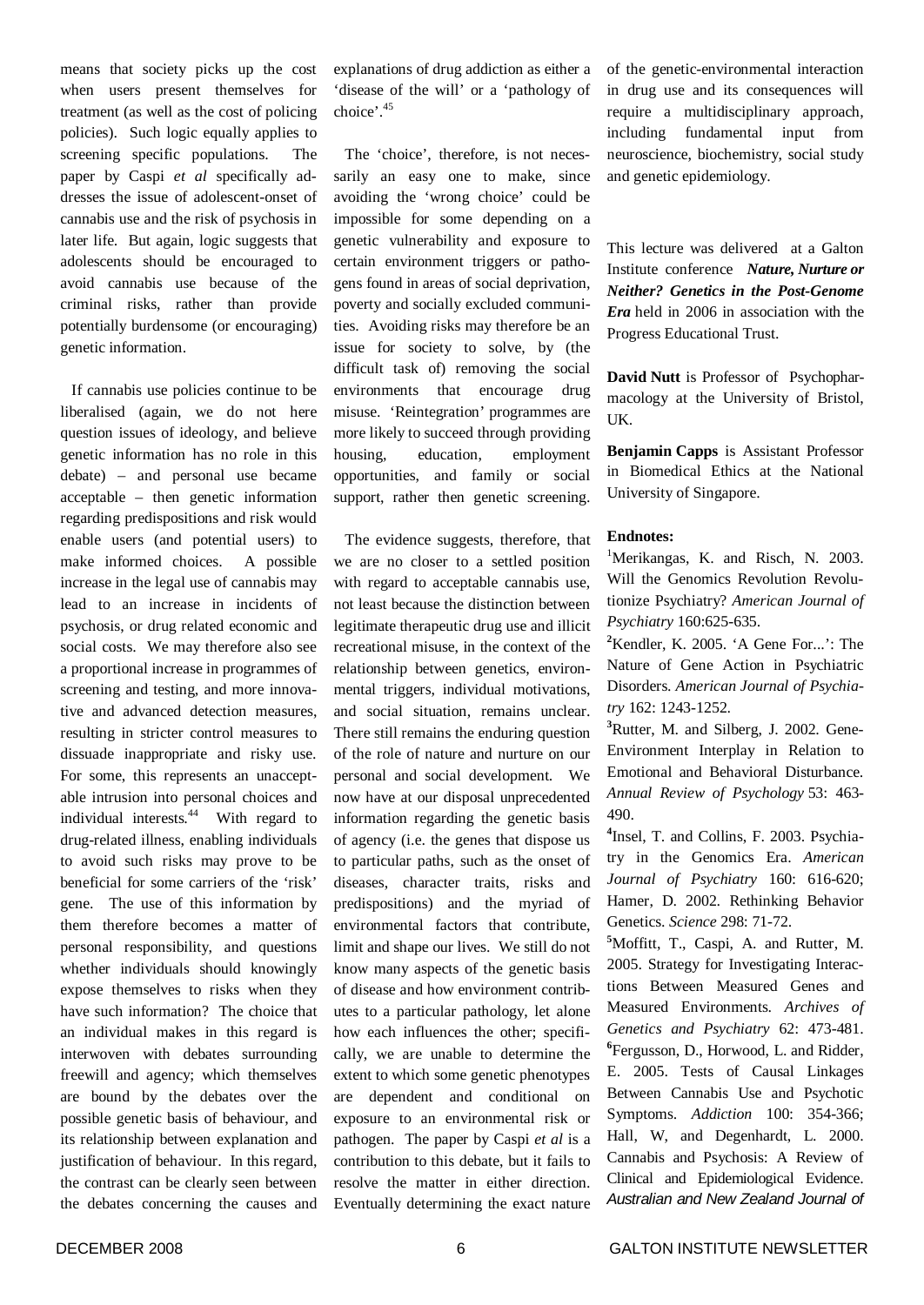means that society picks up the cost when users present themselves for treatment (as well as the cost of policing policies). Such logic equally applies to screening specific populations. The paper by Caspi *et al* specifically addresses the issue of adolescent-onset of cannabis use and the risk of psychosis in later life. But again, logic suggests that adolescents should be encouraged to avoid cannabis use because of the criminal risks, rather than provide potentially burdensome (or encouraging) genetic information.

If cannabis use policies continue to be liberalised (again, we do not here question issues of ideology, and believe genetic information has no role in this debate) – and personal use became acceptable – then genetic information regarding predispositions and risk would enable users (and potential users) to make informed choices. A possible increase in the legal use of cannabis may lead to an increase in incidents of psychosis, or drug related economic and social costs. We may therefore also see a proportional increase in programmes of screening and testing, and more innovative and advanced detection measures, resulting in stricter control measures to dissuade inappropriate and risky use. For some, this represents an unacceptable intrusion into personal choices and individual interests.[44] With regard to drug-related illness, enabling individuals to avoid such risks may prove to be beneficial for some carriers of the 'risk' gene. The use of this information by them therefore becomes a matter of personal responsibility, and questions whether individuals should knowingly expose themselves to risks when they have such information? The choice that an individual makes in this regard is interwoven with debates surrounding freewill and agency; which themselves are bound by the debates over the possible genetic basis of behaviour, and its relationship between explanation and justification of behaviour. In this regard, the contrast can be clearly seen between the debates concerning the causes and explanations of drug addiction as either a 'disease of the will' or a 'pathology of choice'.[45]

The 'choice', therefore, is not necessarily an easy one to make, since avoiding the 'wrong choice' could be impossible for some depending on a genetic vulnerability and exposure to certain environment triggers or pathogens found in areas of social deprivation, poverty and socially excluded communities. Avoiding risks may therefore be an issue for society to solve, by (the difficult task of) removing the social environments that encourage drug misuse. 'Reintegration' programmes are more likely to succeed through providing housing, education, employment opportunities, and family or social support, rather then genetic screening.

The evidence suggests, therefore, that we are no closer to a settled position with regard to acceptable cannabis use, not least because the distinction between legitimate therapeutic drug use and illicit recreational misuse, in the context of the relationship between genetics, environmental triggers, individual motivations, and social situation, remains unclear. There still remains the enduring question of the role of nature and nurture on our personal and social development. We now have at our disposal unprecedented information regarding the genetic basis of agency (i.e. the genes that dispose us to particular paths, such as the onset of diseases, character traits, risks and predispositions) and the myriad of environmental factors that contribute, limit and shape our lives. We still do not know many aspects of the genetic basis of disease and how environment contributes to a particular pathology, let alone how each influences the other; specifically, we are unable to determine the extent to which some genetic phenotypes are dependent and conditional on exposure to an environmental risk or pathogen. The paper by Caspi *et al* is a contribution to this debate, but it fails to resolve the matter in either direction. Eventually determining the exact nature of the genetic-environmental interaction in drug use and its consequences will require a multidisciplinary approach, including fundamental input from neuroscience, biochemistry, social study and genetic epidemiology.

This lecture was delivered at a Galton Institute conference ***Nature, Nurture or Neither? Genetics in the Post-Genome Era*** held in 2006 in association with the Progress Educational Trust.

**David Nutt** is Professor of Psychopharmacology at the University of Bristol, UK.

**Benjamin Capps** is Assistant Professor in Biomedical Ethics at the National University of Singapore.

**Endnotes:**

[1] Merikangas, K. and Risch, N. 2003. Will the Genomics Revolution Revolutionize Psychiatry? *American Journal of Psychiatry* 160:625-635.

[2] Kendler, K. 2005. 'A Gene For...': The Nature of Gene Action in Psychiatric Disorders. *American Journal of Psychiatry* 162: 1243-1252.

[3] Rutter, M. and Silberg, J. 2002. Gene-Environment Interplay in Relation to Emotional and Behavioral Disturbance. *Annual Review of Psychology* 53: 463-490.

[4] Insel, T. and Collins, F. 2003. Psychiatry in the Genomics Era. *American Journal of Psychiatry* 160: 616-620; Hamer, D. 2002. Rethinking Behavior Genetics. *Science* 298: 71-72.

[5] Moffitt, T., Caspi, A. and Rutter, M. 2005. Strategy for Investigating Interactions Between Measured Genes and Measured Environments. *Archives of Genetics and Psychiatry* 62: 473-481.

[6] Fergusson, D., Horwood, L. and Ridder, E. 2005. Tests of Causal Linkages Between Cannabis Use and Psychotic Symptoms. *Addiction* 100: 354-366; Hall, W, and Degenhardt, L. 2000. Cannabis and Psychosis: A Review of Clinical and Epidemiological Evidence. *Australian and New Zealand Journal of*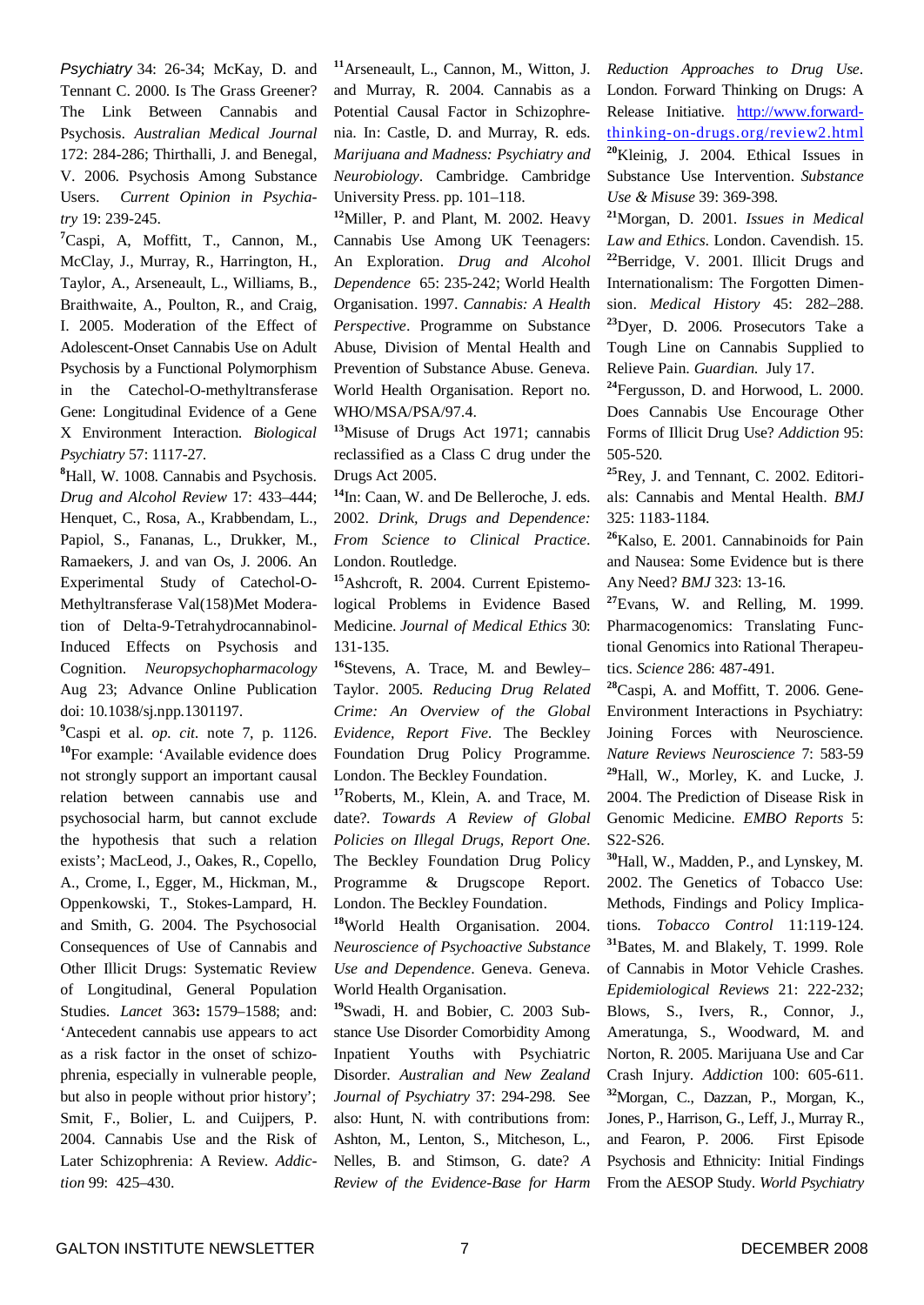*Psychiatry* 34: 26-34; McKay, D. and Tennant C. 2000. Is The Grass Greener? The Link Between Cannabis and Psychosis. *Australian Medical Journal* 172: 284-286; Thirthalli, J. and Benegal, V. 2006. Psychosis Among Substance Users. *Current Opinion in Psychiatry* 19: 239-245.

[7]Caspi, A, Moffitt, T., Cannon, M., McClay, J., Murray, R., Harrington, H., Taylor, A., Arseneault, L., Williams, B., Braithwaite, A., Poulton, R., and Craig, I. 2005. Moderation of the Effect of Adolescent-Onset Cannabis Use on Adult Psychosis by a Functional Polymorphism in the Catechol-O-methyltransferase Gene: Longitudinal Evidence of a Gene X Environment Interaction. *Biological Psychiatry* 57: 1117-27.

[8]Hall, W. 1008. Cannabis and Psychosis. *Drug and Alcohol Review* 17: 433–444; Henquet, C., Rosa, A., Krabbendam, L., Papiol, S., Fananas, L., Drukker, M., Ramaekers, J. and van Os, J. 2006. An Experimental Study of Catechol-O-Methyltransferase Val(158)Met Moderation of Delta-9-Tetrahydrocannabinol-Induced Effects on Psychosis and Cognition. *Neuropsychopharmacology* Aug 23; Advance Online Publication doi: 10.1038/sj.npp.1301197.

[9]Caspi et al. *op. cit.* note 7, p. 1126.

[10]For example: 'Available evidence does not strongly support an important causal relation between cannabis use and psychosocial harm, but cannot exclude the hypothesis that such a relation exists'; MacLeod, J., Oakes, R., Copello, A., Crome, I., Egger, M., Hickman, M., Oppenkowski, T., Stokes-Lampard, H. and Smith, G. 2004. The Psychosocial Consequences of Use of Cannabis and Other Illicit Drugs: Systematic Review of Longitudinal, General Population Studies. *Lancet* 363**:** 1579–1588; and: 'Antecedent cannabis use appears to act as a risk factor in the onset of schizophrenia, especially in vulnerable people, but also in people without prior history'; Smit, F., Bolier, L. and Cuijpers, P. 2004. Cannabis Use and the Risk of Later Schizophrenia: A Review. *Addiction* 99: 425–430.

[11]Arseneault, L., Cannon, M., Witton, J. and Murray, R. 2004. Cannabis as a Potential Causal Factor in Schizophrenia. In: Castle, D. and Murray, R. eds. *Marijuana and Madness: Psychiatry and Neurobiology*. Cambridge. Cambridge University Press. pp. 101–118.

[12]Miller, P. and Plant, M. 2002. Heavy Cannabis Use Among UK Teenagers: An Exploration. *Drug and Alcohol Dependence* 65: 235-242; World Health Organisation. 1997. *Cannabis: A Health Perspective*. Programme on Substance Abuse, Division of Mental Health and Prevention of Substance Abuse. Geneva. World Health Organisation. Report no. WHO/MSA/PSA/97.4.

[13]Misuse of Drugs Act 1971; cannabis reclassified as a Class C drug under the Drugs Act 2005.

[14]In: Caan, W. and De Belleroche, J. eds. 2002. *Drink, Drugs and Dependence: From Science to Clinical Practice*. London. Routledge.

[15]Ashcroft, R. 2004. Current Epistemological Problems in Evidence Based Medicine. *Journal of Medical Ethics* 30: 131-135.

[16]Stevens, A. Trace, M. and Bewley–Taylor. 2005. *Reducing Drug Related Crime: An Overview of the Global Evidence, Report Five*. The Beckley Foundation Drug Policy Programme. London. The Beckley Foundation.

[17]Roberts, M., Klein, A. and Trace, M. date?. *Towards A Review of Global Policies on Illegal Drugs, Report One*. The Beckley Foundation Drug Policy Programme & Drugscope Report. London. The Beckley Foundation.

[18]World Health Organisation. 2004. *Neuroscience of Psychoactive Substance Use and Dependence*. Geneva. Geneva. World Health Organisation.

[19]Swadi, H. and Bobier, C. 2003 Substance Use Disorder Comorbidity Among Inpatient Youths with Psychiatric Disorder. *Australian and New Zealand Journal of Psychiatry* 37: 294-298. See also: Hunt, N. with contributions from: Ashton, M., Lenton, S., Mitcheson, L., Nelles, B. and Stimson, G. date? *A Review of the Evidence-Base for Harm Reduction Approaches to Drug Use*. London. Forward Thinking on Drugs: A Release Initiative. http://www.forward-thinking-on-drugs.org/review2.html

[20]Kleinig, J. 2004. Ethical Issues in Substance Use Intervention. *Substance Use & Misuse* 39: 369-398.

[21]Morgan, D. 2001. *Issues in Medical Law and Ethics*. London. Cavendish. 15.

[22]Berridge, V. 2001. Illicit Drugs and Internationalism: The Forgotten Dimension. *Medical History* 45: 282–288.

[23]Dyer, D. 2006. Prosecutors Take a Tough Line on Cannabis Supplied to Relieve Pain. *Guardian.* July 17.

[24]Fergusson, D. and Horwood, L. 2000. Does Cannabis Use Encourage Other Forms of Illicit Drug Use? *Addiction* 95: 505-520.

[25]Rey, J. and Tennant, C. 2002. Editorials: Cannabis and Mental Health. *BMJ* 325: 1183-1184.

[26]Kalso, E. 2001. Cannabinoids for Pain and Nausea: Some Evidence but is there Any Need? *BMJ* 323: 13-16.

[27]Evans, W. and Relling, M. 1999. Pharmacogenomics: Translating Functional Genomics into Rational Therapeutics. *Science* 286: 487-491.

[28]Caspi, A. and Moffitt, T. 2006. Gene-Environment Interactions in Psychiatry: Joining Forces with Neuroscience. *Nature Reviews Neuroscience* 7: 583-59

[29]Hall, W., Morley, K. and Lucke, J. 2004. The Prediction of Disease Risk in Genomic Medicine. *EMBO Reports* 5: S22-S26.

[30]Hall, W., Madden, P., and Lynskey, M. 2002. The Genetics of Tobacco Use: Methods, Findings and Policy Implications. *Tobacco Control* 11:119-124.

[31]Bates, M. and Blakely, T. 1999. Role of Cannabis in Motor Vehicle Crashes. *Epidemiological Reviews* 21: 222-232; Blows, S., Ivers, R., Connor, J., Ameratunga, S., Woodward, M. and Norton, R. 2005. Marijuana Use and Car Crash Injury. *Addiction* 100: 605-611.

[32]Morgan, C., Dazzan, P., Morgan, K., Jones, P., Harrison, G., Leff, J., Murray R., and Fearon, P. 2006. First Episode Psychosis and Ethnicity: Initial Findings From the AESOP Study. *World Psychiatry*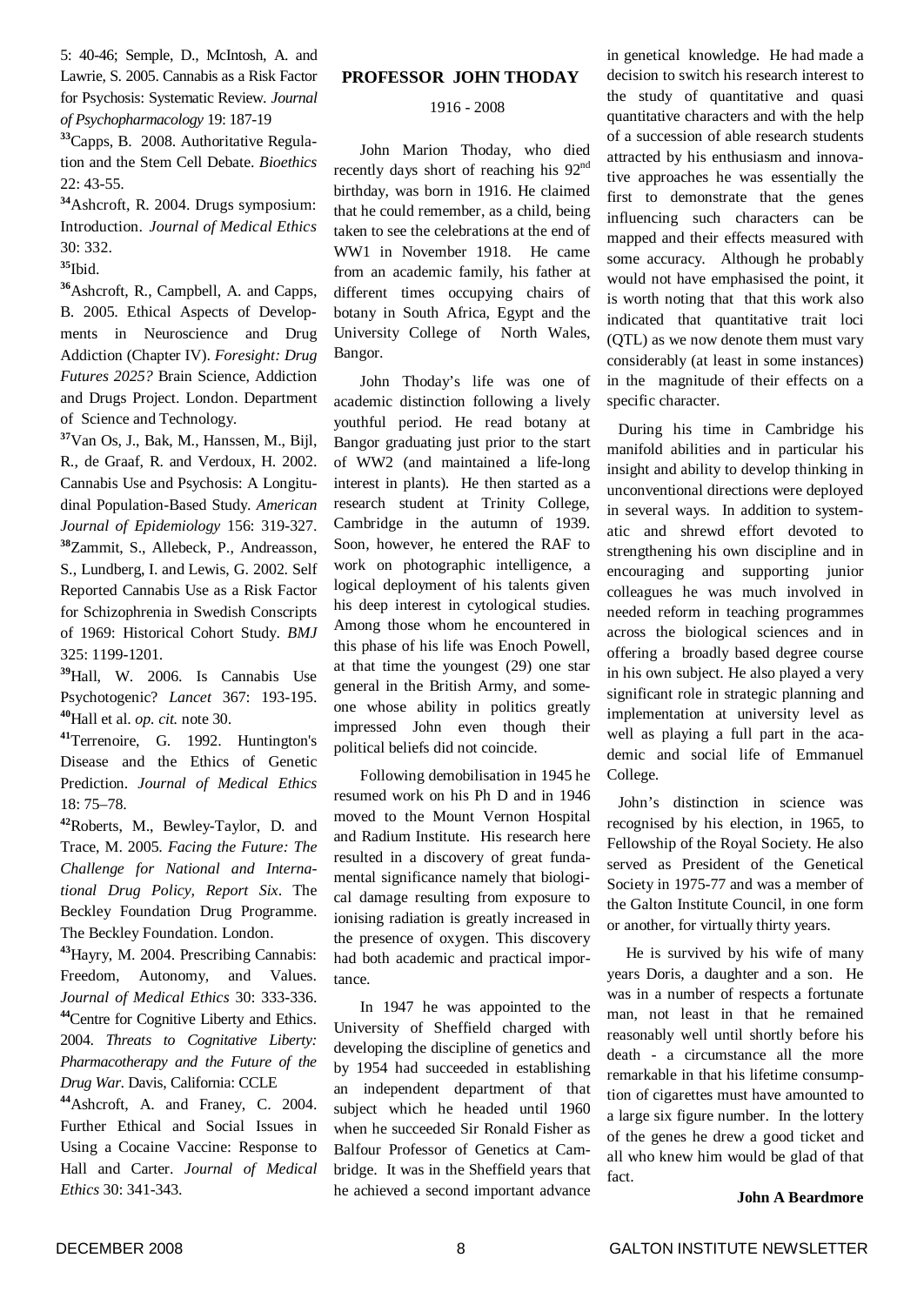5: 40-46; Semple, D., McIntosh, A. and Lawrie, S. 2005. Cannabis as a Risk Factor for Psychosis: Systematic Review. *Journal of Psychopharmacology* 19: 187-19

[33]Capps, B. 2008. Authoritative Regulation and the Stem Cell Debate. *Bioethics* 22: 43-55.

[34]Ashcroft, R. 2004. Drugs symposium: Introduction. *Journal of Medical Ethics* 30: 332.

[35]Ibid.

[36]Ashcroft, R., Campbell, A. and Capps, B. 2005. Ethical Aspects of Developments in Neuroscience and Drug Addiction (Chapter IV). *Foresight: Drug Futures 2025?* Brain Science, Addiction and Drugs Project. London. Department of Science and Technology.

[37]Van Os, J., Bak, M., Hanssen, M., Bijl, R., de Graaf, R. and Verdoux, H. 2002. Cannabis Use and Psychosis: A Longitudinal Population-Based Study. *American Journal of Epidemiology* 156: 319-327.

[38]Zammit, S., Allebeck, P., Andreasson, S., Lundberg, I. and Lewis, G. 2002. Self Reported Cannabis Use as a Risk Factor for Schizophrenia in Swedish Conscripts of 1969: Historical Cohort Study. *BMJ* 325: 1199-1201.

[39]Hall, W. 2006. Is Cannabis Use Psychotogenic? *Lancet* 367: 193-195.

[40]Hall et al. *op. cit.* note 30.

[41]Terrenoire, G. 1992. Huntington's Disease and the Ethics of Genetic Prediction. *Journal of Medical Ethics* 18: 75–78.

[42]Roberts, M., Bewley-Taylor, D. and Trace, M. 2005. *Facing the Future: The Challenge for National and International Drug Policy, Report Six*. The Beckley Foundation Drug Programme. The Beckley Foundation. London.

[43]Hayry, M. 2004. Prescribing Cannabis: Freedom, Autonomy, and Values. *Journal of Medical Ethics* 30: 333-336.

[44]Centre for Cognitive Liberty and Ethics. 2004. *Threats to Cognitative Liberty: Pharmacotherapy and the Future of the Drug War.* Davis, California: CCLE

[44]Ashcroft, A. and Franey, C. 2004. Further Ethical and Social Issues in Using a Cocaine Vaccine: Response to Hall and Carter. *Journal of Medical Ethics* 30: 341-343.

## PROFESSOR JOHN THODAY

1916 - 2008

John Marion Thoday, who died recently days short of reaching his 92nd birthday, was born in 1916. He claimed that he could remember, as a child, being taken to see the celebrations at the end of WW1 in November 1918. He came from an academic family, his father at different times occupying chairs of botany in South Africa, Egypt and the University College of North Wales, Bangor.

John Thoday's life was one of academic distinction following a lively youthful period. He read botany at Bangor graduating just prior to the start of WW2 (and maintained a life-long interest in plants). He then started as a research student at Trinity College, Cambridge in the autumn of 1939. Soon, however, he entered the RAF to work on photographic intelligence, a logical deployment of his talents given his deep interest in cytological studies. Among those whom he encountered in this phase of his life was Enoch Powell, at that time the youngest (29) one star general in the British Army, and someone whose ability in politics greatly impressed John even though their political beliefs did not coincide.

Following demobilisation in 1945 he resumed work on his Ph D and in 1946 moved to the Mount Vernon Hospital and Radium Institute. His research here resulted in a discovery of great fundamental significance namely that biological damage resulting from exposure to ionising radiation is greatly increased in the presence of oxygen. This discovery had both academic and practical importance.

In 1947 he was appointed to the University of Sheffield charged with developing the discipline of genetics and by 1954 had succeeded in establishing an independent department of that subject which he headed until 1960 when he succeeded Sir Ronald Fisher as Balfour Professor of Genetics at Cambridge. It was in the Sheffield years that he achieved a second important advance in genetical knowledge. He had made a decision to switch his research interest to the study of quantitative and quasi quantitative characters and with the help of a succession of able research students attracted by his enthusiasm and innovative approaches he was essentially the first to demonstrate that the genes influencing such characters can be mapped and their effects measured with some accuracy. Although he probably would not have emphasised the point, it is worth noting that that this work also indicated that quantitative trait loci (QTL) as we now denote them must vary considerably (at least in some instances) in the magnitude of their effects on a specific character.

During his time in Cambridge his manifold abilities and in particular his insight and ability to develop thinking in unconventional directions were deployed in several ways. In addition to systematic and shrewd effort devoted to strengthening his own discipline and in encouraging and supporting junior colleagues he was much involved in needed reform in teaching programmes across the biological sciences and in offering a broadly based degree course in his own subject. He also played a very significant role in strategic planning and implementation at university level as well as playing a full part in the academic and social life of Emmanuel College.

John's distinction in science was recognised by his election, in 1965, to Fellowship of the Royal Society. He also served as President of the Genetical Society in 1975-77 and was a member of the Galton Institute Council, in one form or another, for virtually thirty years.

He is survived by his wife of many years Doris, a daughter and a son. He was in a number of respects a fortunate man, not least in that he remained reasonably well until shortly before his death - a circumstance all the more remarkable in that his lifetime consumption of cigarettes must have amounted to a large six figure number. In the lottery of the genes he drew a good ticket and all who knew him would be glad of that fact.

**John A Beardmore**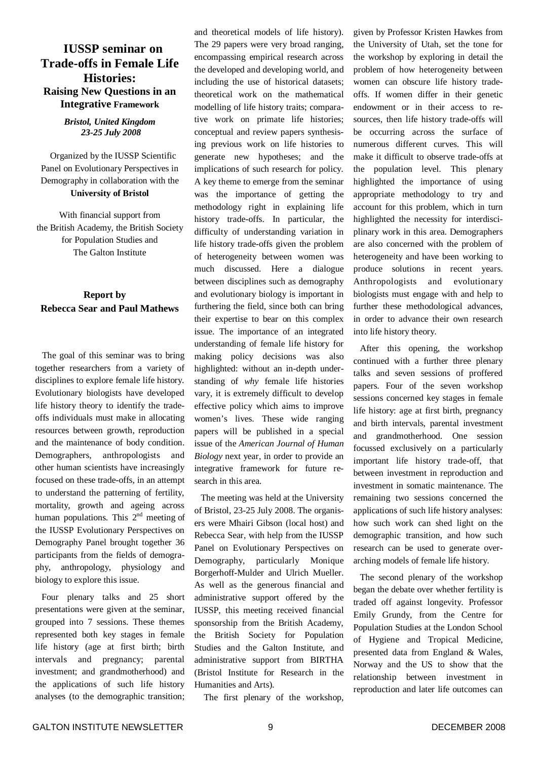# IUSSP seminar on Trade-offs in Female Life Histories:

## Raising New Questions in an Integrative Framework

***Bristol, United Kingdom***
***23-25 July 2008***

Organized by the IUSSP Scientific Panel on Evolutionary Perspectives in Demography in collaboration with the **University of Bristol**

With financial support from the British Academy, the British Society for Population Studies and The Galton Institute

**Report by Rebecca Sear and Paul Mathews**

The goal of this seminar was to bring together researchers from a variety of disciplines to explore female life history. Evolutionary biologists have developed life history theory to identify the trade-offs individuals must make in allocating resources between growth, reproduction and the maintenance of body condition. Demographers, anthropologists and other human scientists have increasingly focused on these trade-offs, in an attempt to understand the patterning of fertility, mortality, growth and ageing across human populations. This 2nd meeting of the IUSSP Evolutionary Perspectives on Demography Panel brought together 36 participants from the fields of demography, anthropology, physiology and biology to explore this issue.

Four plenary talks and 25 short presentations were given at the seminar, grouped into 7 sessions. These themes represented both key stages in female life history (age at first birth; birth intervals and pregnancy; parental investment; and grandmotherhood) and the applications of such life history analyses (to the demographic transition; and theoretical models of life history). The 29 papers were very broad ranging, encompassing empirical research across the developed and developing world, and including the use of historical datasets; theoretical work on the mathematical modelling of life history traits; comparative work on primate life histories; conceptual and review papers synthesising previous work on life histories to generate new hypotheses; and the implications of such research for policy. A key theme to emerge from the seminar was the importance of getting the methodology right in explaining life history trade-offs. In particular, the difficulty of understanding variation in life history trade-offs given the problem of heterogeneity between women was much discussed. Here a dialogue between disciplines such as demography and evolutionary biology is important in furthering the field, since both can bring their expertise to bear on this complex issue. The importance of an integrated understanding of female life history for making policy decisions was also highlighted: without an in-depth understanding of *why* female life histories vary, it is extremely difficult to develop effective policy which aims to improve women's lives. These wide ranging papers will be published in a special issue of the *American Journal of Human Biology* next year, in order to provide an integrative framework for future research in this area.

The meeting was held at the University of Bristol, 23-25 July 2008. The organisers were Mhairi Gibson (local host) and Rebecca Sear, with help from the IUSSP Panel on Evolutionary Perspectives on Demography, particularly Monique Borgerhoff-Mulder and Ulrich Mueller. As well as the generous financial and administrative support offered by the IUSSP, this meeting received financial sponsorship from the British Academy, the British Society for Population Studies and the Galton Institute, and administrative support from BIRTHA (Bristol Institute for Research in the Humanities and Arts).

The first plenary of the workshop, given by Professor Kristen Hawkes from the University of Utah, set the tone for the workshop by exploring in detail the problem of how heterogeneity between women can obscure life history trade-offs. If women differ in their genetic endowment or in their access to resources, then life history trade-offs will be occurring across the surface of numerous different curves. This will make it difficult to observe trade-offs at the population level. This plenary highlighted the importance of using appropriate methodology to try and account for this problem, which in turn highlighted the necessity for interdisciplinary work in this area. Demographers are also concerned with the problem of heterogeneity and have been working to produce solutions in recent years. Anthropologists and evolutionary biologists must engage with and help to further these methodological advances, in order to advance their own research into life history theory.

After this opening, the workshop continued with a further three plenary talks and seven sessions of proffered papers. Four of the seven workshop sessions concerned key stages in female life history: age at first birth, pregnancy and birth intervals, parental investment and grandmotherhood. One session focussed exclusively on a particularly important life history trade-off, that between investment in reproduction and investment in somatic maintenance. The remaining two sessions concerned the applications of such life history analyses: how such work can shed light on the demographic transition, and how such research can be used to generate over-arching models of female life history.

The second plenary of the workshop began the debate over whether fertility is traded off against longevity. Professor Emily Grundy, from the Centre for Population Studies at the London School of Hygiene and Tropical Medicine, presented data from England & Wales, Norway and the US to show that the relationship between investment in reproduction and later life outcomes can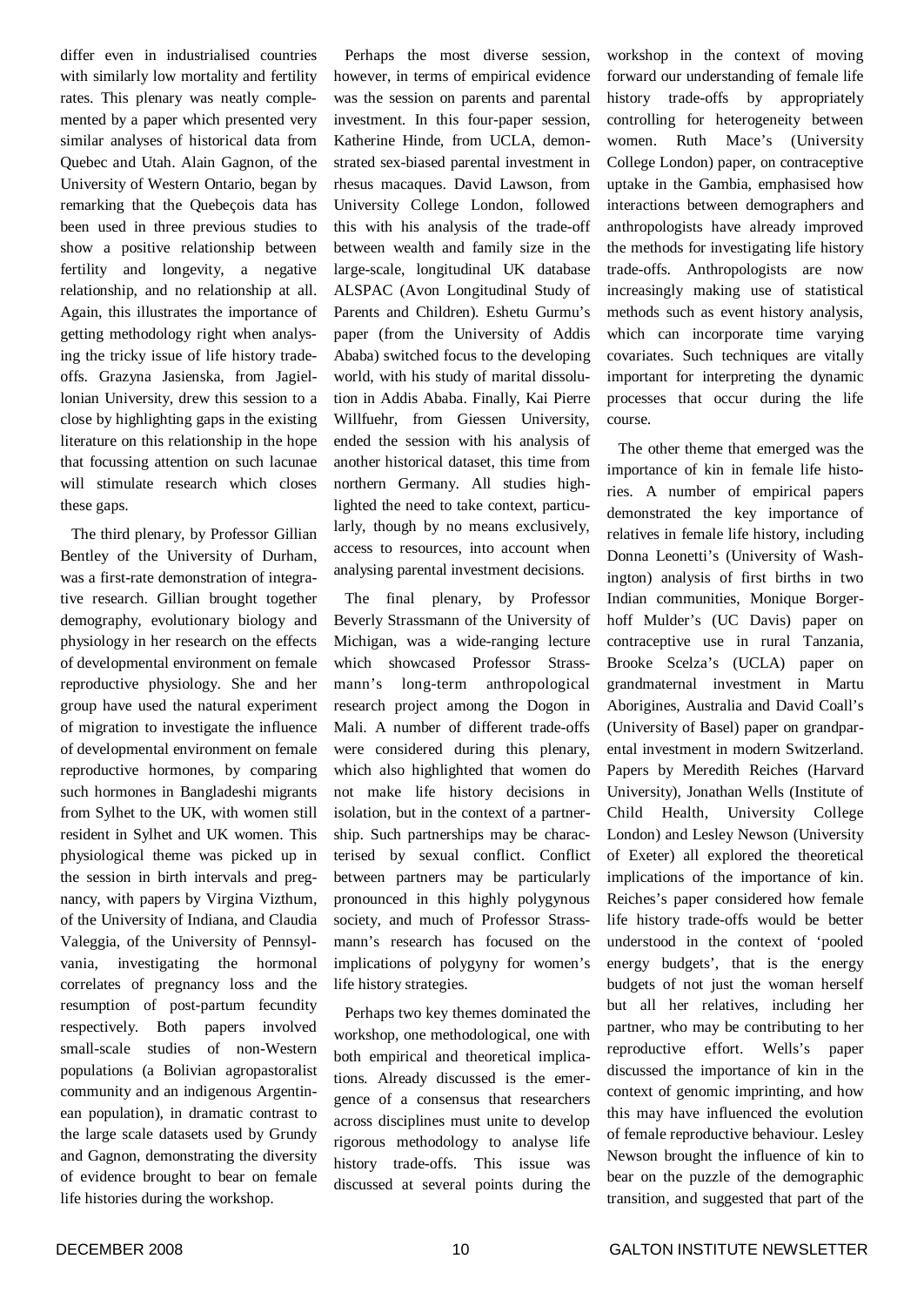differ even in industrialised countries with similarly low mortality and fertility rates. This plenary was neatly complemented by a paper which presented very similar analyses of historical data from Quebec and Utah. Alain Gagnon, of the University of Western Ontario, began by remarking that the Quebeçois data has been used in three previous studies to show a positive relationship between fertility and longevity, a negative relationship, and no relationship at all. Again, this illustrates the importance of getting methodology right when analysing the tricky issue of life history trade-offs. Grazyna Jasienska, from Jagiellonian University, drew this session to a close by highlighting gaps in the existing literature on this relationship in the hope that focussing attention on such lacunae will stimulate research which closes these gaps.

The third plenary, by Professor Gillian Bentley of the University of Durham, was a first-rate demonstration of integrative research. Gillian brought together demography, evolutionary biology and physiology in her research on the effects of developmental environment on female reproductive physiology. She and her group have used the natural experiment of migration to investigate the influence of developmental environment on female reproductive hormones, by comparing such hormones in Bangladeshi migrants from Sylhet to the UK, with women still resident in Sylhet and UK women. This physiological theme was picked up in the session in birth intervals and pregnancy, with papers by Virgina Vizthum, of the University of Indiana, and Claudia Valeggia, of the University of Pennsylvania, investigating the hormonal correlates of pregnancy loss and the resumption of post-partum fecundity respectively. Both papers involved small-scale studies of non-Western populations (a Bolivian agropastoralist community and an indigenous Argentinean population), in dramatic contrast to the large scale datasets used by Grundy and Gagnon, demonstrating the diversity of evidence brought to bear on female life histories during the workshop.

Perhaps the most diverse session, however, in terms of empirical evidence was the session on parents and parental investment. In this four-paper session, Katherine Hinde, from UCLA, demonstrated sex-biased parental investment in rhesus macaques. David Lawson, from University College London, followed this with his analysis of the trade-off between wealth and family size in the large-scale, longitudinal UK database ALSPAC (Avon Longitudinal Study of Parents and Children). Eshetu Gurmu's paper (from the University of Addis Ababa) switched focus to the developing world, with his study of marital dissolution in Addis Ababa. Finally, Kai Pierre Willfuehr, from Giessen University, ended the session with his analysis of another historical dataset, this time from northern Germany. All studies highlighted the need to take context, particularly, though by no means exclusively, access to resources, into account when analysing parental investment decisions.

The final plenary, by Professor Beverly Strassmann of the University of Michigan, was a wide-ranging lecture which showcased Professor Strassmann's long-term anthropological research project among the Dogon in Mali. A number of different trade-offs were considered during this plenary, which also highlighted that women do not make life history decisions in isolation, but in the context of a partnership. Such partnerships may be characterised by sexual conflict. Conflict between partners may be particularly pronounced in this highly polygynous society, and much of Professor Strassmann's research has focused on the implications of polygyny for women's life history strategies.

Perhaps two key themes dominated the workshop, one methodological, one with both empirical and theoretical implications. Already discussed is the emergence of a consensus that researchers across disciplines must unite to develop rigorous methodology to analyse life history trade-offs. This issue was discussed at several points during the workshop in the context of moving forward our understanding of female life history trade-offs by appropriately controlling for heterogeneity between women. Ruth Mace's (University College London) paper, on contraceptive uptake in the Gambia, emphasised how interactions between demographers and anthropologists have already improved the methods for investigating life history trade-offs. Anthropologists are now increasingly making use of statistical methods such as event history analysis, which can incorporate time varying covariates. Such techniques are vitally important for interpreting the dynamic processes that occur during the life course.

The other theme that emerged was the importance of kin in female life histories. A number of empirical papers demonstrated the key importance of relatives in female life history, including Donna Leonetti's (University of Washington) analysis of first births in two Indian communities, Monique Borgerhoff Mulder's (UC Davis) paper on contraceptive use in rural Tanzania, Brooke Scelza's (UCLA) paper on grandmaternal investment in Martu Aborigines, Australia and David Coall's (University of Basel) paper on grandparental investment in modern Switzerland. Papers by Meredith Reiches (Harvard University), Jonathan Wells (Institute of Child Health, University College London) and Lesley Newson (University of Exeter) all explored the theoretical implications of the importance of kin. Reiches's paper considered how female life history trade-offs would be better understood in the context of 'pooled energy budgets', that is the energy budgets of not just the woman herself but all her relatives, including her partner, who may be contributing to her reproductive effort. Wells's paper discussed the importance of kin in the context of genomic imprinting, and how this may have influenced the evolution of female reproductive behaviour. Lesley Newson brought the influence of kin to bear on the puzzle of the demographic transition, and suggested that part of the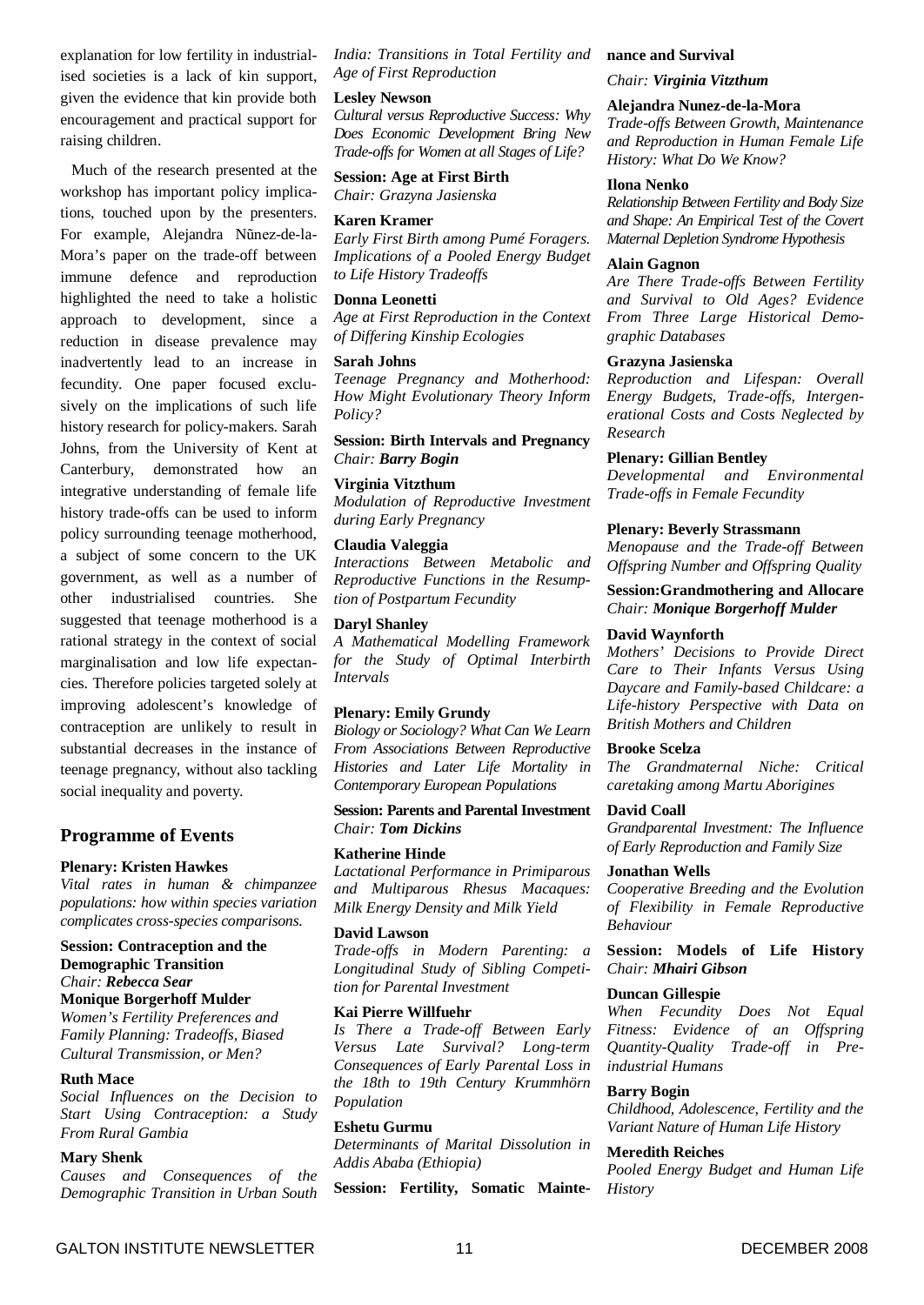explanation for low fertility in industrialised societies is a lack of kin support, given the evidence that kin provide both encouragement and practical support for raising children.

Much of the research presented at the workshop has important policy implications, touched upon by the presenters. For example, Alejandra Nũnez-de-la-Mora's paper on the trade-off between immune defence and reproduction highlighted the need to take a holistic approach to development, since a reduction in disease prevalence may inadvertently lead to an increase in fecundity. One paper focused exclusively on the implications of such life history research for policy-makers. Sarah Johns, from the University of Kent at Canterbury, demonstrated how an integrative understanding of female life history trade-offs can be used to inform policy surrounding teenage motherhood, a subject of some concern to the UK government, as well as a number of other industrialised countries. She suggested that teenage motherhood is a rational strategy in the context of social marginalisation and low life expectancies. Therefore policies targeted solely at improving adolescent's knowledge of contraception are unlikely to result in substantial decreases in the instance of teenage pregnancy, without also tackling social inequality and poverty.

## Programme of Events

**Plenary: Kristen Hawkes**
*Vital rates in human & chimpanzee populations: how within species variation complicates cross-species comparisons.*

**Session: Contraception and the Demographic Transition**
*Chair: **Rebecca Sear***

**Monique Borgerhoff Mulder**
*Women's Fertility Preferences and Family Planning: Tradeoffs, Biased Cultural Transmission, or Men?*

**Ruth Mace**
*Social Influences on the Decision to Start Using Contraception: a Study From Rural Gambia*

**Mary Shenk**
*Causes and Consequences of the Demographic Transition in Urban South India: Transitions in Total Fertility and Age of First Reproduction*

**Lesley Newson**
*Cultural versus Reproductive Success: Why Does Economic Development Bring New Trade-offs for Women at all Stages of Life?*

**Session: Age at First Birth**
*Chair: Grazyna Jasienska*

**Karen Kramer**
*Early First Birth among Pumé Foragers. Implications of a Pooled Energy Budget to Life History Tradeoffs*

**Donna Leonetti**
*Age at First Reproduction in the Context of Differing Kinship Ecologies*

**Sarah Johns**
*Teenage Pregnancy and Motherhood: How Might Evolutionary Theory Inform Policy?*

**Session: Birth Intervals and Pregnancy**
*Chair: **Barry Bogin***

**Virginia Vitzthum**
*Modulation of Reproductive Investment during Early Pregnancy*

**Claudia Valeggia**
*Interactions Between Metabolic and Reproductive Functions in the Resumption of Postpartum Fecundity*

**Daryl Shanley**
*A Mathematical Modelling Framework for the Study of Optimal Interbirth Intervals*

**Plenary: Emily Grundy**
*Biology or Sociology? What Can We Learn From Associations Between Reproductive Histories and Later Life Mortality in Contemporary European Populations*

**Session: Parents and Parental Investment**
*Chair: **Tom Dickins***

**Katherine Hinde**
*Lactational Performance in Primiparous and Multiparous Rhesus Macaques: Milk Energy Density and Milk Yield*

**David Lawson**
*Trade-offs in Modern Parenting: a Longitudinal Study of Sibling Competition for Parental Investment*

**Kai Pierre Willfuehr**
*Is There a Trade-off Between Early Versus Late Survival? Long-term Consequences of Early Parental Loss in the 18th to 19th Century Krummhörn Population*

**Eshetu Gurmu**
*Determinants of Marital Dissolution in Addis Ababa (Ethiopia)*

**Session: Fertility, Somatic Maintenance and Survival**
*Chair: **Virginia Vitzthum***

**Alejandra Nunez-de-la-Mora**
*Trade-offs Between Growth, Maintenance and Reproduction in Human Female Life History: What Do We Know?*

**Ilona Nenko**
*Relationship Between Fertility and Body Size and Shape: An Empirical Test of the Covert Maternal Depletion Syndrome Hypothesis*

**Alain Gagnon**
*Are There Trade-offs Between Fertility and Survival to Old Ages? Evidence From Three Large Historical Demographic Databases*

**Grazyna Jasienska**
*Reproduction and Lifespan: Overall Energy Budgets, Trade-offs, Intergenerational Costs and Costs Neglected by Research*

**Plenary: Gillian Bentley**
*Developmental and Environmental Trade-offs in Female Fecundity*

**Plenary: Beverly Strassmann**
*Menopause and the Trade-off Between Offspring Number and Offspring Quality*

**Session:Grandmothering and Allocare**
*Chair: **Monique Borgerhoff Mulder***

**David Waynforth**
*Mothers' Decisions to Provide Direct Care to Their Infants Versus Using Daycare and Family-based Childcare: a Life-history Perspective with Data on British Mothers and Children*

**Brooke Scelza**
*The Grandmaternal Niche: Critical caretaking among Martu Aborigines*

**David Coall**
*Grandparental Investment: The Influence of Early Reproduction and Family Size*

**Jonathan Wells**
*Cooperative Breeding and the Evolution of Flexibility in Female Reproductive Behaviour*

**Session: Models of Life History**
*Chair: **Mhairi Gibson***

**Duncan Gillespie**
*When Fecundity Does Not Equal Fitness: Evidence of an Offspring Quantity-Quality Trade-off in Pre-industrial Humans*

**Barry Bogin**
*Childhood, Adolescence, Fertility and the Variant Nature of Human Life History*

**Meredith Reiches**
*Pooled Energy Budget and Human Life History*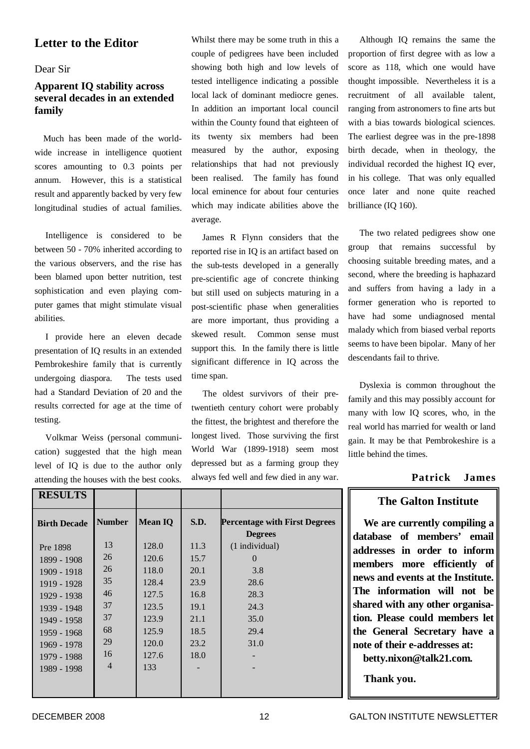## Letter to the Editor

Dear Sir

### Apparent IQ stability across several decades in an extended family

Much has been made of the world-wide increase in intelligence quotient scores amounting to 0.3 points per annum. However, this is a statistical result and apparently backed by very few longitudinal studies of actual families.

Intelligence is considered to be between 50 - 70% inherited according to the various observers, and the rise has been blamed upon better nutrition, test sophistication and even playing computer games that might stimulate visual abilities.

I provide here an eleven decade presentation of IQ results in an extended Pembrokeshire family that is currently undergoing diaspora. The tests used had a Standard Deviation of 20 and the results corrected for age at the time of testing.

Volkmar Weiss (personal communication) suggested that the high mean level of IQ is due to the author only attending the houses with the best cooks. Whilst there may be some truth in this a couple of pedigrees have been included showing both high and low levels of tested intelligence indicating a possible local lack of dominant mediocre genes. In addition an important local council within the County found that eighteen of its twenty six members had been measured by the author, exposing relationships that had not previously been realised. The family has found local eminence for about four centuries which may indicate abilities above the average.

James R Flynn considers that the reported rise in IQ is an artifact based on the sub-tests developed in a generally pre-scientific age of concrete thinking but still used on subjects maturing in a post-scientific phase when generalities are more important, thus providing a skewed result. Common sense must support this. In the family there is little significant difference in IQ across the time span.

The oldest survivors of their pre-twentieth century cohort were probably the fittest, the brightest and therefore the longest lived. Those surviving the first World War (1899-1918) seem most depressed but as a farming group they always fed well and few died in any war.

Although IQ remains the same the proportion of first degree with as low a score as 118, which one would have thought impossible. Nevertheless it is a recruitment of all available talent, ranging from astronomers to fine arts but with a bias towards biological sciences. The earliest degree was in the pre-1898 birth decade, when in theology, the individual recorded the highest IQ ever, in his college. That was only equalled once later and none quite reached brilliance (IQ 160).

The two related pedigrees show one group that remains successful by choosing suitable breeding mates, and a second, where the breeding is haphazard and suffers from having a lady in a former generation who is reported to have had some undiagnosed mental malady which from biased verbal reports seems to have been bipolar. Many of her descendants fail to thrive.

Dyslexia is common throughout the family and this may possibly account for many with low IQ scores, who, in the real world has married for wealth or land gain. It may be that Pembrokeshire is a little behind the times.

**Patrick James**

**RESULTS**

| Birth Decade | Number | Mean IQ | S.D. | Percentage with First Degrees |
|---|---|---|---|---|
| Pre 1898 | 13 | 128.0 | 11.3 | (1 individual) |
| 1899 - 1908 | 26 | 120.6 | 15.7 | 0 |
| 1909 - 1918 | 26 | 118.0 | 20.1 | 3.8 |
| 1919 - 1928 | 35 | 128.4 | 23.9 | 28.6 |
| 1929 - 1938 | 46 | 127.5 | 16.8 | 28.3 |
| 1939 - 1948 | 37 | 123.5 | 19.1 | 24.3 |
| 1949 - 1958 | 37 | 123.9 | 21.1 | 35.0 |
| 1959 - 1968 | 68 | 125.9 | 18.5 | 29.4 |
| 1969 - 1978 | 29 | 120.0 | 23.2 | 31.0 |
| 1979 - 1988 | 16 | 127.6 | 18.0 | - |
| 1989 - 1998 | 4 | 133 | - | - |

### The Galton Institute

**We are currently compiling a database of members' email addresses in order to inform members more efficiently of news and events at the Institute. The information will not be shared with any other organisation. Please could members let the General Secretary have a note of their e-addresses at:**

**betty.nixon@talk21.com.**

**Thank you.**